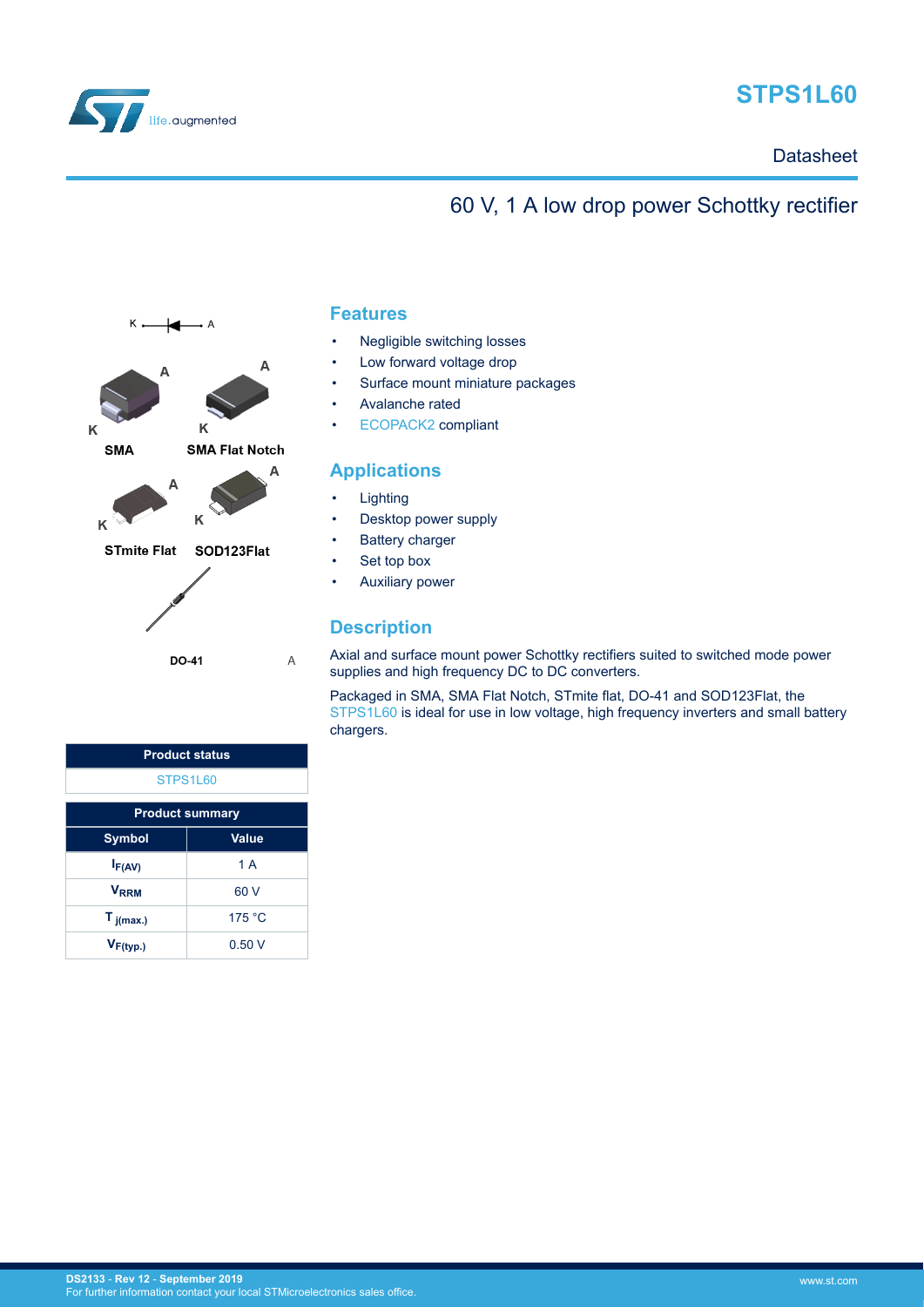# STPS1L60

Datasheet

## 60 V, 1 A low drop power Schottky rectifier

K A

SMA, SMA Flat Notch, STmite Flat, SOD123Flat, DO-41

## Features

- Negligible switching losses
- Low forward voltage drop
- Surface mount miniature packages
- Avalanche rated
- ECOPACK2 compliant

## Applications

- Lighting
- Desktop power supply
- Battery charger
- Set top box
- Auxiliary power

## Description

Axial and surface mount power Schottky rectifiers suited to switched mode power supplies and high frequency DC to DC converters.

Packaged in SMA, SMA Flat Notch, STmite flat, DO-41 and SOD123Flat, the STPS1L60 is ideal for use in low voltage, high frequency inverters and small battery chargers.

| Product status |
|---|
| STPS1L60 |

| Product summary | |
|---|---|
| **Symbol** | **Value** |
| $I_{F(AV)}$ | 1 A |
| $V_{RRM}$ | 60 V |
| $T_{j(max.)}$ | 175 °C |
| $V_{F(typ.)}$ | 0.50 V |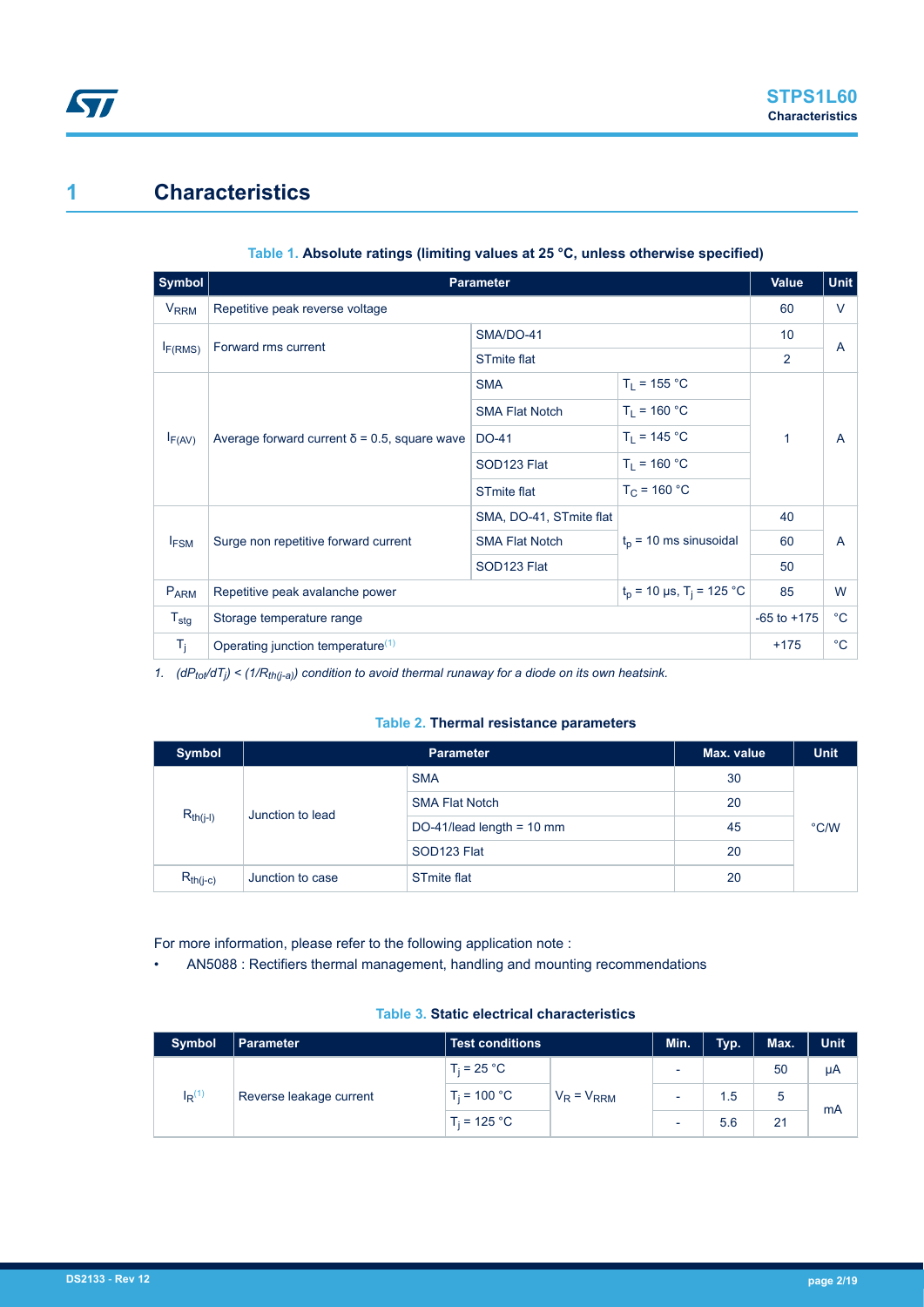# 1 Characteristics

**Table 1. Absolute ratings (limiting values at 25 °C, unless otherwise specified)**

| Symbol | Parameter | | | Value | Unit |
|---|---|---|---|---|---|
| $V_{RRM}$ | Repetitive peak reverse voltage | | | 60 | V |
| $I_{F(RMS)}$ | Forward rms current | SMA/DO-41 | | 10 | A |
| | | STmite flat | | 2 | |
| $I_{F(AV)}$ | Average forward current δ = 0.5, square wave | SMA | $T_L$ = 155 °C | 1 | A |
| | | SMA Flat Notch | $T_L$ = 160 °C | | |
| | | DO-41 | $T_L$ = 145 °C | | |
| | | SOD123 Flat | $T_L$ = 160 °C | | |
| | | STmite flat | $T_C$ = 160 °C | | |
| $I_{FSM}$ | Surge non repetitive forward current | SMA, DO-41, STmite flat | $t_p$ = 10 ms sinusoidal | 40 | A |
| | | SMA Flat Notch | | 60 | |
| | | SOD123 Flat | | 50 | |
| $P_{ARM}$ | Repetitive peak avalanche power | | $t_p$ = 10 µs, $T_j$ = 125 °C | 85 | W |
| $T_{stg}$ | Storage temperature range | | | -65 to +175 | °C |
| $T_j$ | Operating junction temperature(1) | | | +175 | °C |

1. *$(dP_{tot}/dT_j) < (1/R_{th(j-a)})$ condition to avoid thermal runaway for a diode on its own heatsink.*

**Table 2. Thermal resistance parameters**

| Symbol | Parameter | | Max. value | Unit |
|---|---|---|---|---|
| $R_{th(j-l)}$ | Junction to lead | SMA | 30 | °C/W |
| | | SMA Flat Notch | 20 | |
| | | DO-41/lead length = 10 mm | 45 | |
| | | SOD123 Flat | 20 | |
| $R_{th(j-c)}$ | Junction to case | STmite flat | 20 | |

For more information, please refer to the following application note :

- AN5088 : Rectifiers thermal management, handling and mounting recommendations

**Table 3. Static electrical characteristics**

| Symbol | Parameter | Test conditions | | Min. | Typ. | Max. | Unit |
|---|---|---|---|---|---|---|---|
| $I_R$(1) | Reverse leakage current | $T_j$ = 25 °C | $V_R = V_{RRM}$ | - | | 50 | µA |
| | | $T_j$ = 100 °C | | - | 1.5 | 5 | mA |
| | | $T_j$ = 125 °C | | - | 5.6 | 21 | |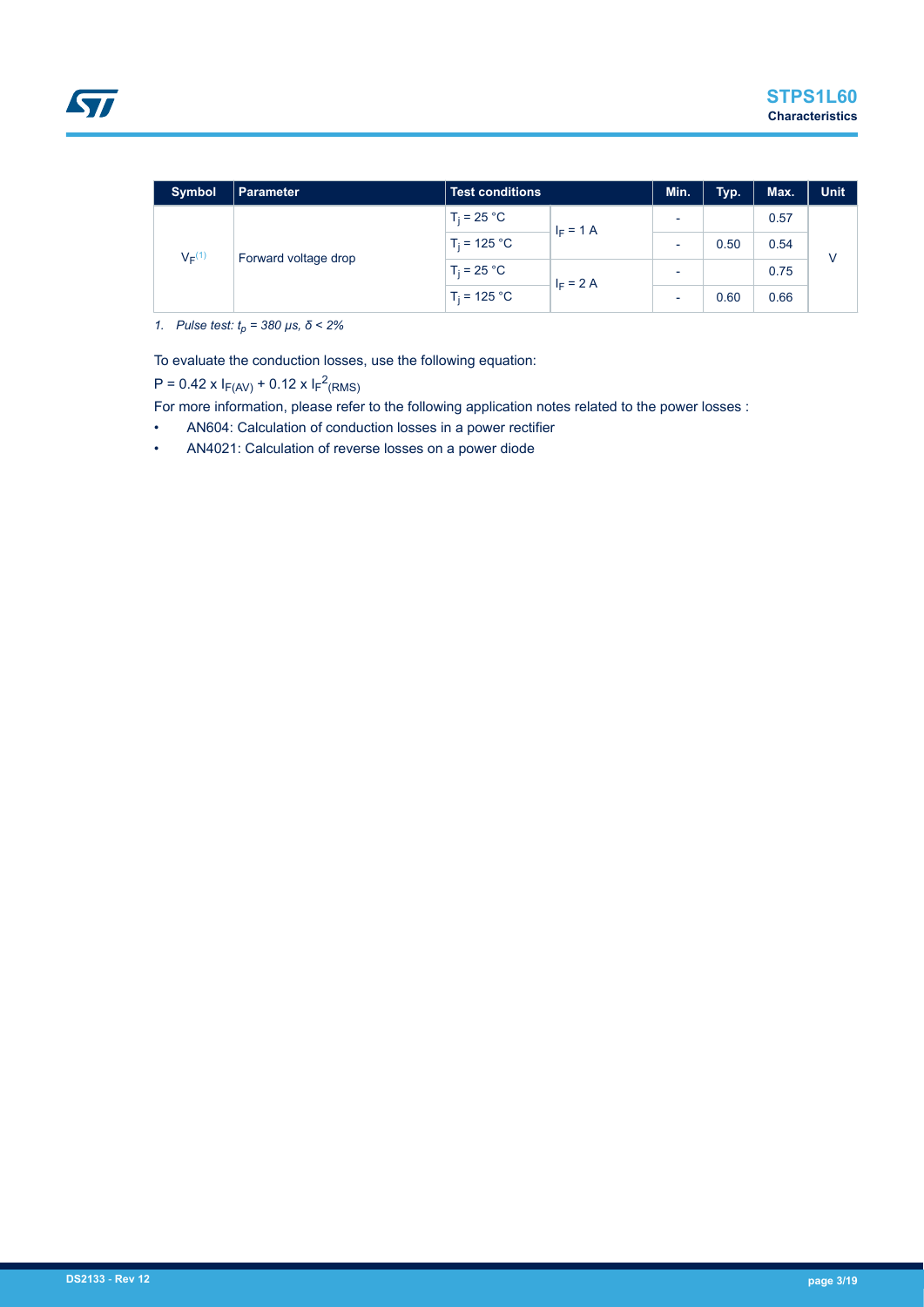| Symbol | Parameter | Test conditions | | Min. | Typ. | Max. | Unit |
| --- | --- | --- | --- | --- | --- | --- | --- |
| $V_F$ [(1)] | Forward voltage drop | $T_j$ = 25 °C | $I_F$ = 1 A | - | | 0.57 | V |
| | | $T_j$ = 125 °C | | - | 0.50 | 0.54 | |
| | | $T_j$ = 25 °C | $I_F$ = 2 A | - | | 0.75 | |
| | | $T_j$ = 125 °C | | - | 0.60 | 0.66 | |

1. *Pulse test: $t_p$ = 380 µs, δ < 2%*

To evaluate the conduction losses, use the following equation:

$P = 0.42 \times I_{F(AV)} + 0.12 \times I_{F}^{2}{}_{(RMS)}$

For more information, please refer to the following application notes related to the power losses :

- AN604: Calculation of conduction losses in a power rectifier
- AN4021: Calculation of reverse losses on a power diode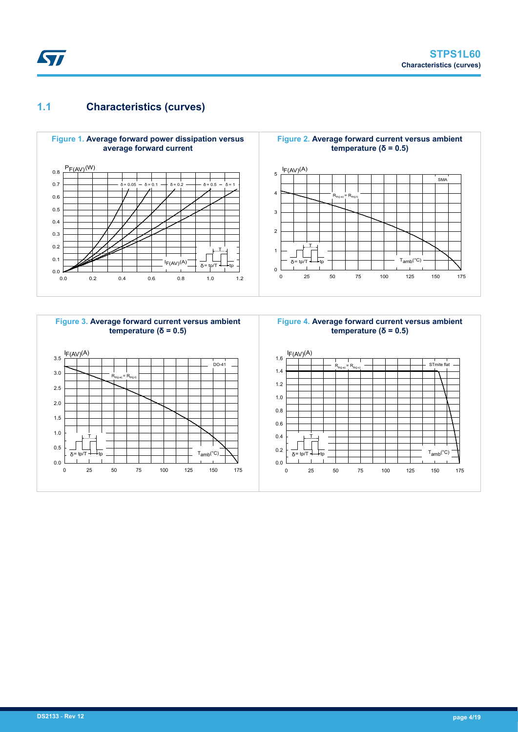## 1.1 Characteristics (curves)

**Figure 1.** Average forward power dissipation versus average forward current

**Figure 2.** Average forward current versus ambient temperature (δ = 0.5)

**Figure 3.** Average forward current versus ambient temperature (δ = 0.5)

**Figure 4.** Average forward current versus ambient temperature (δ = 0.5)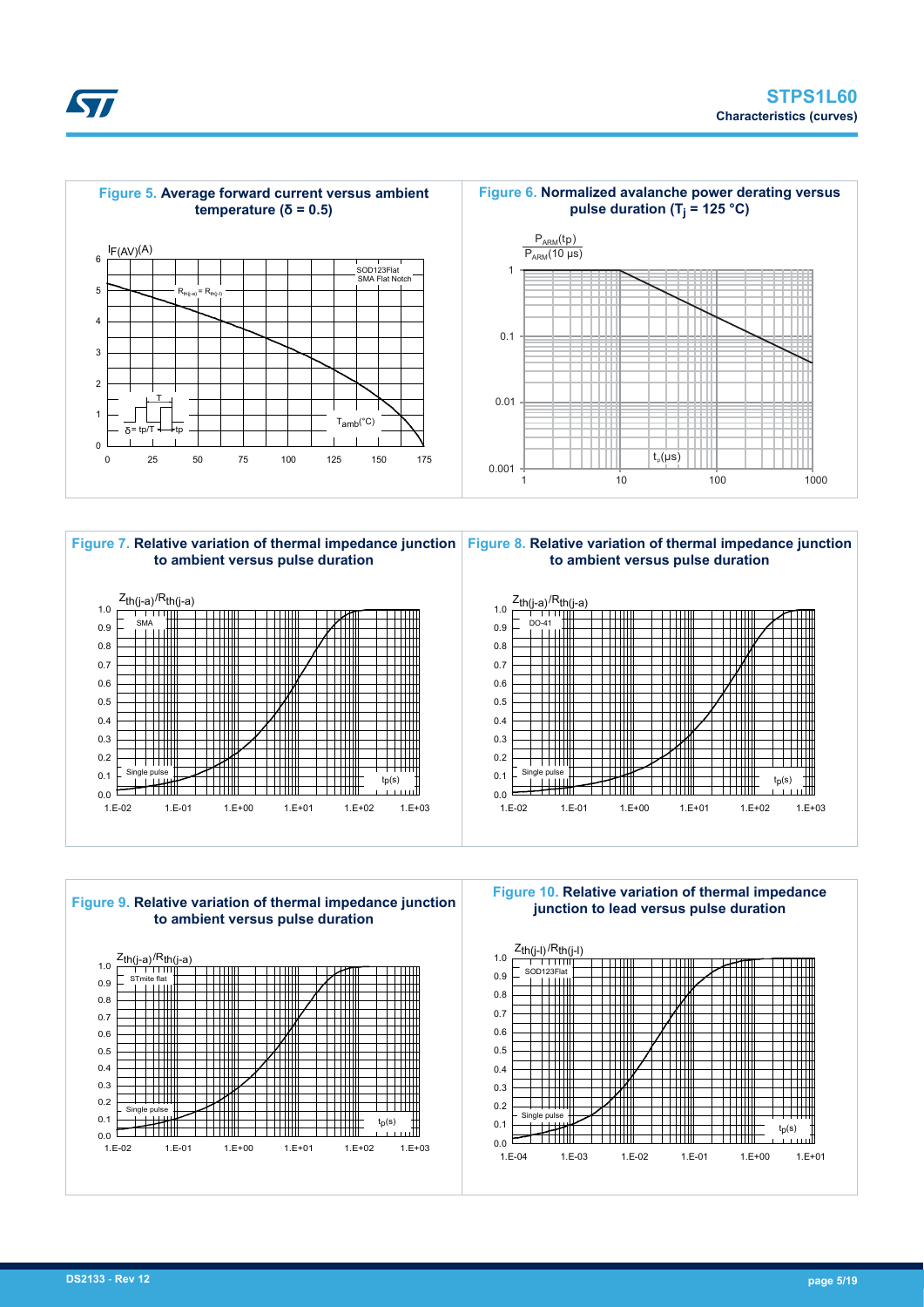**Figure 5. Average forward current versus ambient temperature (δ = 0.5)**

**Figure 6. Normalized avalanche power derating versus pulse duration ($T_j$ = 125 °C)**

**Figure 7. Relative variation of thermal impedance junction to ambient versus pulse duration**

**Figure 8. Relative variation of thermal impedance junction to ambient versus pulse duration**

**Figure 9. Relative variation of thermal impedance junction to ambient versus pulse duration**

**Figure 10. Relative variation of thermal impedance junction to lead versus pulse duration**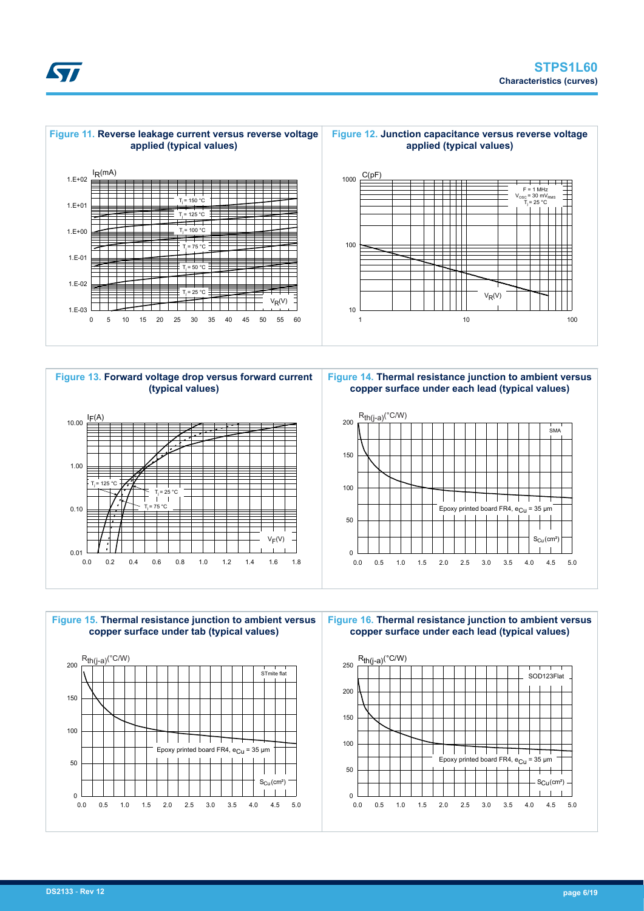**Figure 11. Reverse leakage current versus reverse voltage applied (typical values)**

$I_R$(mA): 1.E+02, 1.E+01, 1.E+00, 1.E-01, 1.E-02, 1.E-03

$T_j$ = 150 °C, $T_j$ = 125 °C, $T_j$ = 100 °C, $T_j$ = 75 °C, $T_j$ = 50 °C, $T_j$ = 25 °C

$V_R$(V): 0, 5, 10, 15, 20, 25, 30, 35, 40, 45, 50, 55, 60

**Figure 12. Junction capacitance versus reverse voltage applied (typical values)**

C(pF): 1000, 100, 10

F = 1 MHz
$V_{OSC}$ = 30 $mV_{RMS}$
$T_j$ = 25 °C

$V_R$(V): 1, 10, 100

**Figure 13. Forward voltage drop versus forward current (typical values)**

$I_F$(A): 10.00, 1.00, 0.10, 0.01

$T_j$ = 125 °C, $T_j$ = 25 °C, $T_j$ = 75 °C

$V_F$(V): 0.0, 0.2, 0.4, 0.6, 0.8, 1.0, 1.2, 1.4, 1.6, 1.8

**Figure 14. Thermal resistance junction to ambient versus copper surface under each lead (typical values)**

$R_{th(j-a)}$(°C/W): 200, 150, 100, 50, 0

SMA

Epoxy printed board FR4, $e_{Cu}$ = 35 µm

$S_{Cu}$(cm²): 0.0, 0.5, 1.0, 1.5, 2.0, 2.5, 3.0, 3.5, 4.0, 4.5, 5.0

**Figure 15. Thermal resistance junction to ambient versus copper surface under tab (typical values)**

$R_{th(j-a)}$(°C/W): 200, 150, 100, 50, 0

STmite flat

Epoxy printed board FR4, $e_{Cu}$ = 35 µm

$S_{Cu}$(cm²): 0.0, 0.5, 1.0, 1.5, 2.0, 2.5, 3.0, 3.5, 4.0, 4.5, 5.0

**Figure 16. Thermal resistance junction to ambient versus copper surface under each lead (typical values)**

$R_{th(j-a)}$(°C/W): 250, 200, 150, 100, 50, 0

SOD123Flat

Epoxy printed board FR4, $e_{Cu}$ = 35 µm

$S_{Cu}$(cm²): 0.0, 0.5, 1.0, 1.5, 2.0, 2.5, 3.0, 3.5, 4.0, 4.5, 5.0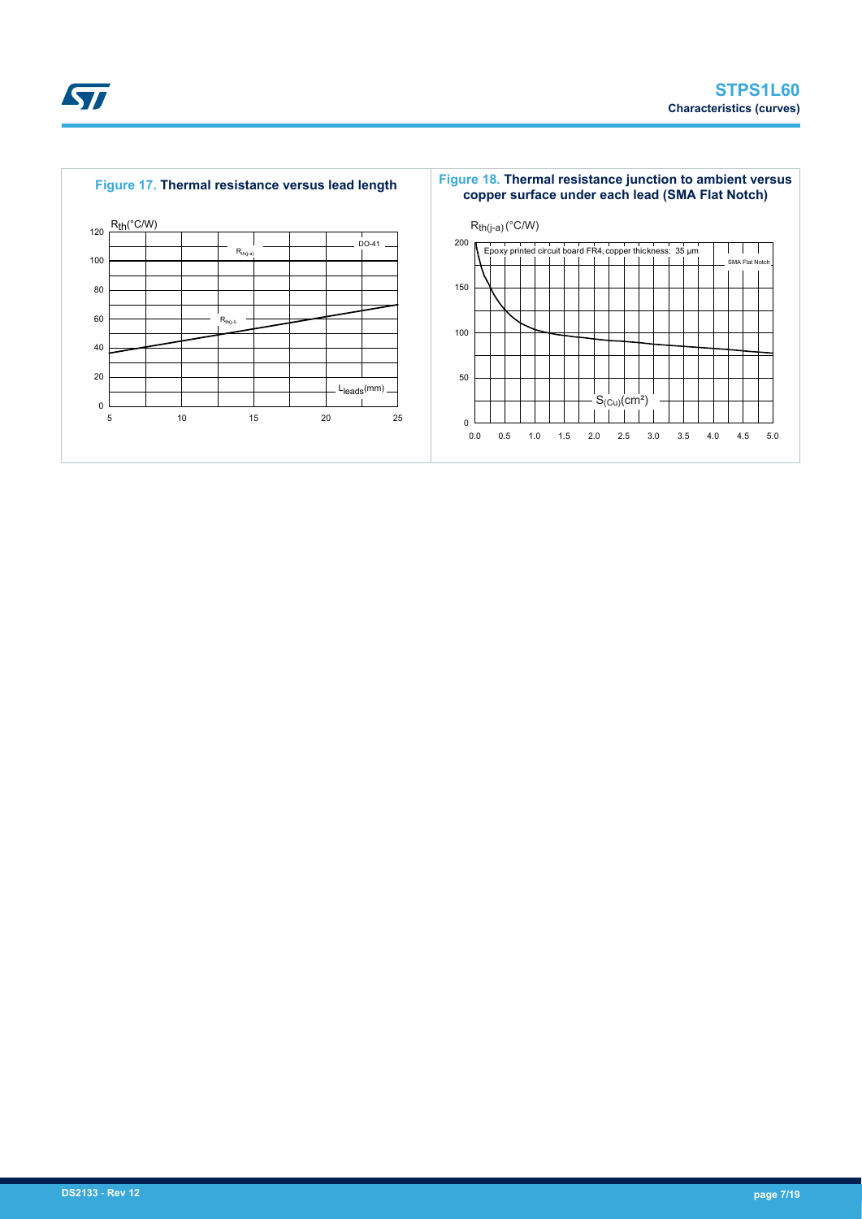**Figure 17. Thermal resistance versus lead length**

$R_{th}$(°C/W)

DO-41

$R_{th(j-a)}$

$R_{th(j-l)}$

$L_{leads}$(mm)

**Figure 18. Thermal resistance junction to ambient versus copper surface under each lead (SMA Flat Notch)**

$R_{th(j-a)}$ (°C/W)

Epoxy printed circuit board FR4, copper thickness: 35 µm

SMA Flat Notch

$S_{(Cu)}$(cm²)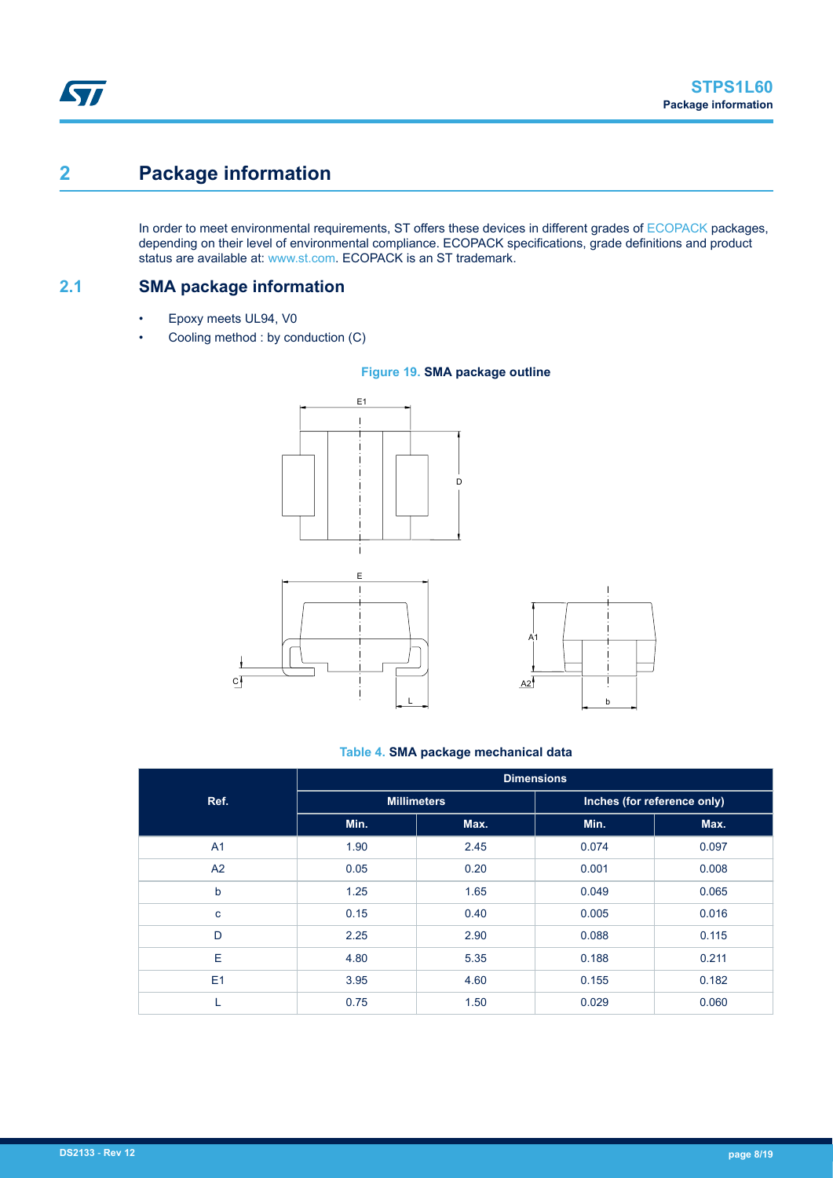# 2 Package information

In order to meet environmental requirements, ST offers these devices in different grades of ECOPACK packages, depending on their level of environmental compliance. ECOPACK specifications, grade definitions and product status are available at: www.st.com. ECOPACK is an ST trademark.

## 2.1 SMA package information

- Epoxy meets UL94, V0
- Cooling method : by conduction (C)

**Figure 19. SMA package outline**

**Table 4. SMA package mechanical data**

| Ref. | Dimensions | | | |
|---|---|---|---|---|
| | Millimeters | | Inches (for reference only) | |
| | Min. | Max. | Min. | Max. |
| A1 | 1.90 | 2.45 | 0.074 | 0.097 |
| A2 | 0.05 | 0.20 | 0.001 | 0.008 |
| b | 1.25 | 1.65 | 0.049 | 0.065 |
| c | 0.15 | 0.40 | 0.005 | 0.016 |
| D | 2.25 | 2.90 | 0.088 | 0.115 |
| E | 4.80 | 5.35 | 0.188 | 0.211 |
| E1 | 3.95 | 4.60 | 0.155 | 0.182 |
| L | 0.75 | 1.50 | 0.029 | 0.060 |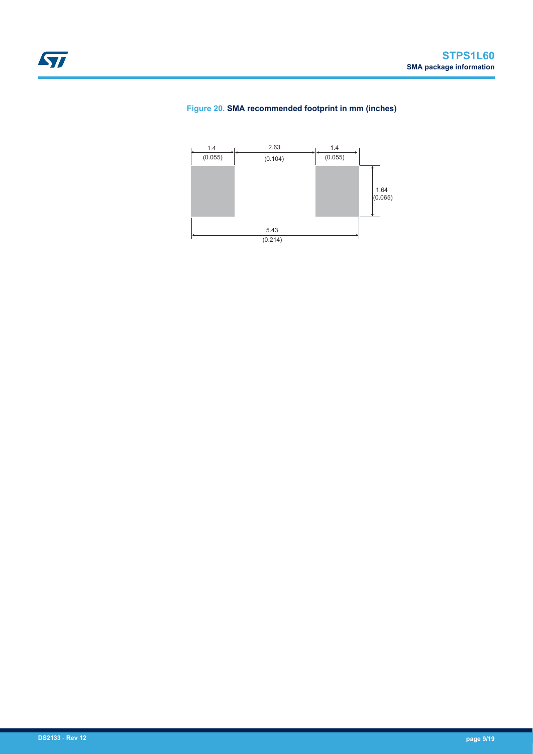Figure 20. SMA recommended footprint in mm (inches)

1.4 (0.055) | 2.63 (0.104) | 1.4 (0.055)

1.64 (0.065)

5.43 (0.214)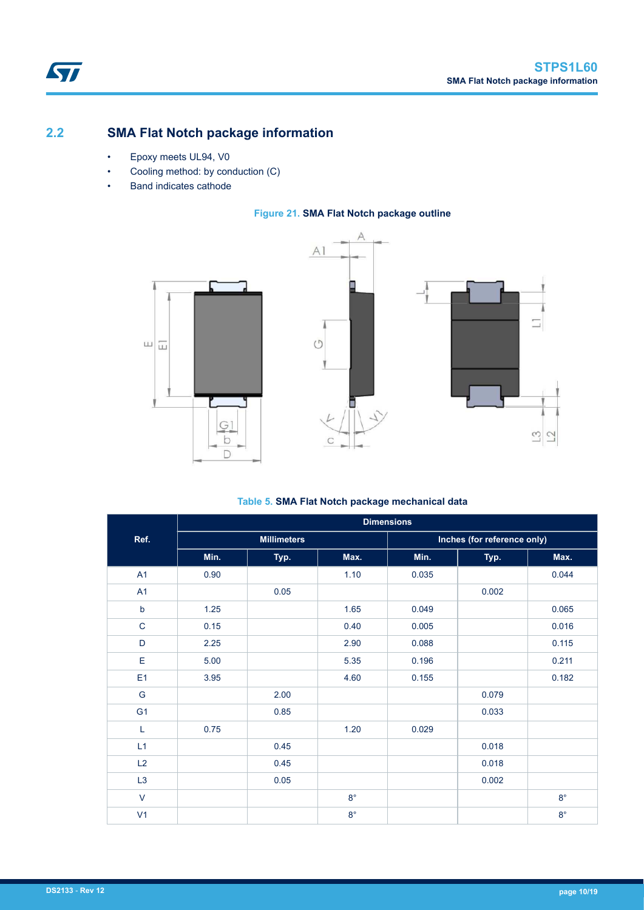## 2.2 SMA Flat Notch package information

- Epoxy meets UL94, V0
- Cooling method: by conduction (C)
- Band indicates cathode

**Figure 21.** SMA Flat Notch package outline

**Table 5.** SMA Flat Notch package mechanical data

| Ref. | Dimensions | | | | | |
|---|---|---|---|---|---|---|
| | Millimeters | | | Inches (for reference only) | | |
| | Min. | Typ. | Max. | Min. | Typ. | Max. |
| A1 | 0.90 | | 1.10 | 0.035 | | 0.044 |
| A1 | | 0.05 | | | 0.002 | |
| b | 1.25 | | 1.65 | 0.049 | | 0.065 |
| C | 0.15 | | 0.40 | 0.005 | | 0.016 |
| D | 2.25 | | 2.90 | 0.088 | | 0.115 |
| E | 5.00 | | 5.35 | 0.196 | | 0.211 |
| E1 | 3.95 | | 4.60 | 0.155 | | 0.182 |
| G | | 2.00 | | | 0.079 | |
| G1 | | 0.85 | | | 0.033 | |
| L | 0.75 | | 1.20 | 0.029 | | |
| L1 | | 0.45 | | | 0.018 | |
| L2 | | 0.45 | | | 0.018 | |
| L3 | | 0.05 | | | 0.002 | |
| V | | | 8° | | | 8° |
| V1 | | | 8° | | | 8° |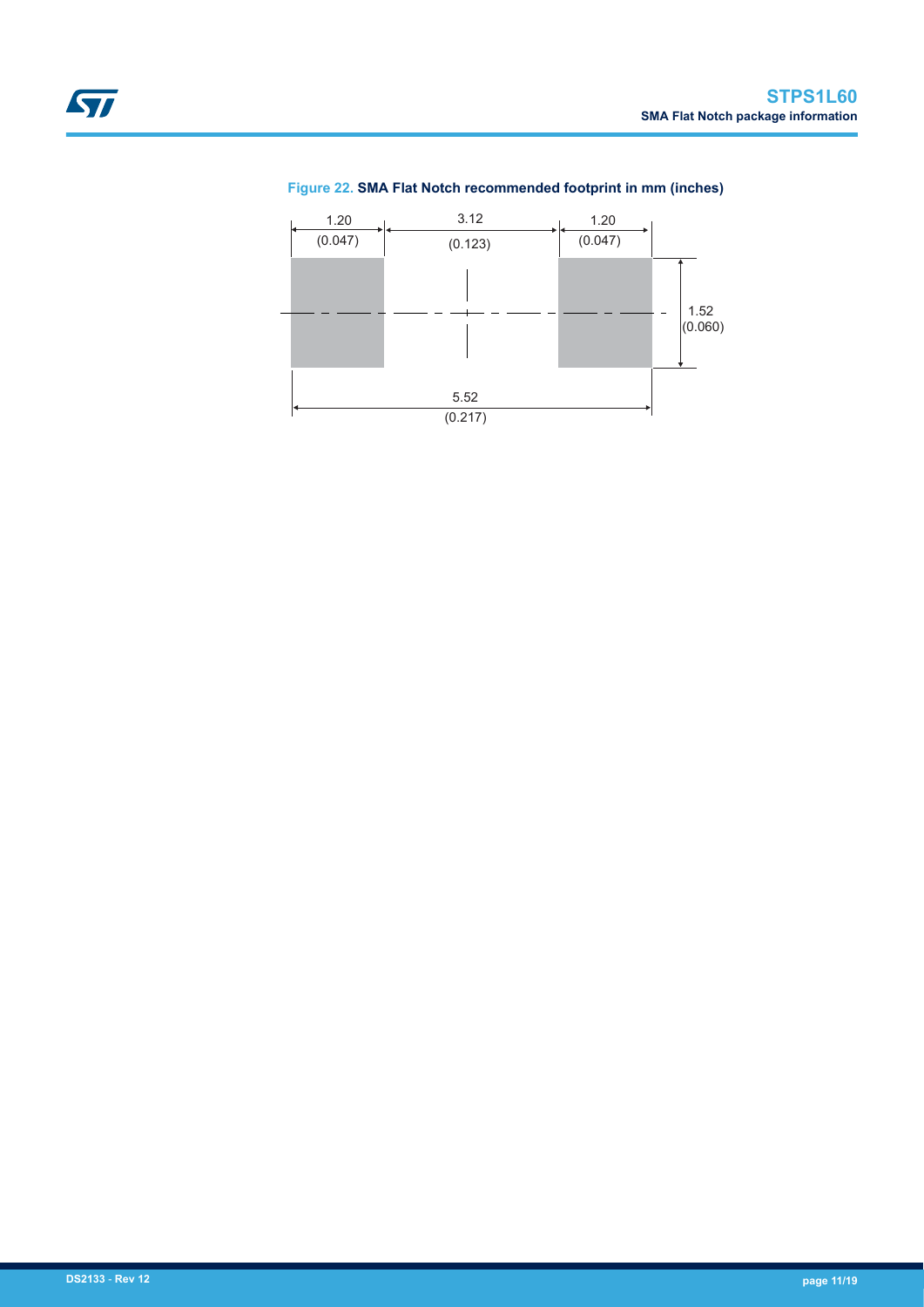**Figure 22. SMA Flat Notch recommended footprint in mm (inches)**

1.20 (0.047) | 3.12 (0.123) | 1.20 (0.047)

1.52 (0.060)

5.52 (0.217)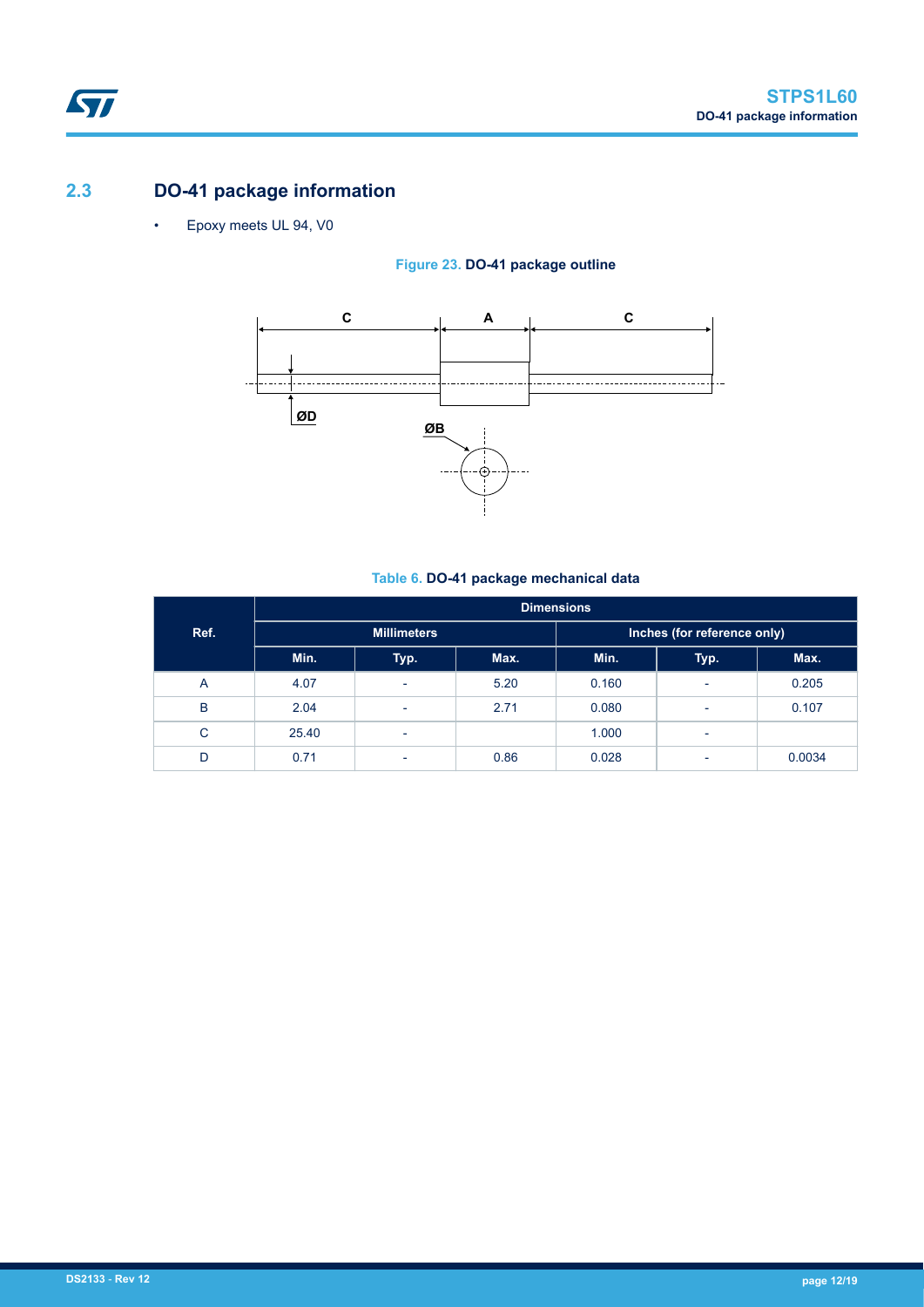## 2.3 DO-41 package information

- Epoxy meets UL 94, V0

**Figure 23. DO-41 package outline**

**Table 6. DO-41 package mechanical data**

| Ref. | Dimensions | | | | | |
|---|---|---|---|---|---|---|
| | Millimeters | | | Inches (for reference only) | | |
| | Min. | Typ. | Max. | Min. | Typ. | Max. |
| A | 4.07 | - | 5.20 | 0.160 | - | 0.205 |
| B | 2.04 | - | 2.71 | 0.080 | - | 0.107 |
| C | 25.40 | - | | 1.000 | - | |
| D | 0.71 | - | 0.86 | 0.028 | - | 0.0034 |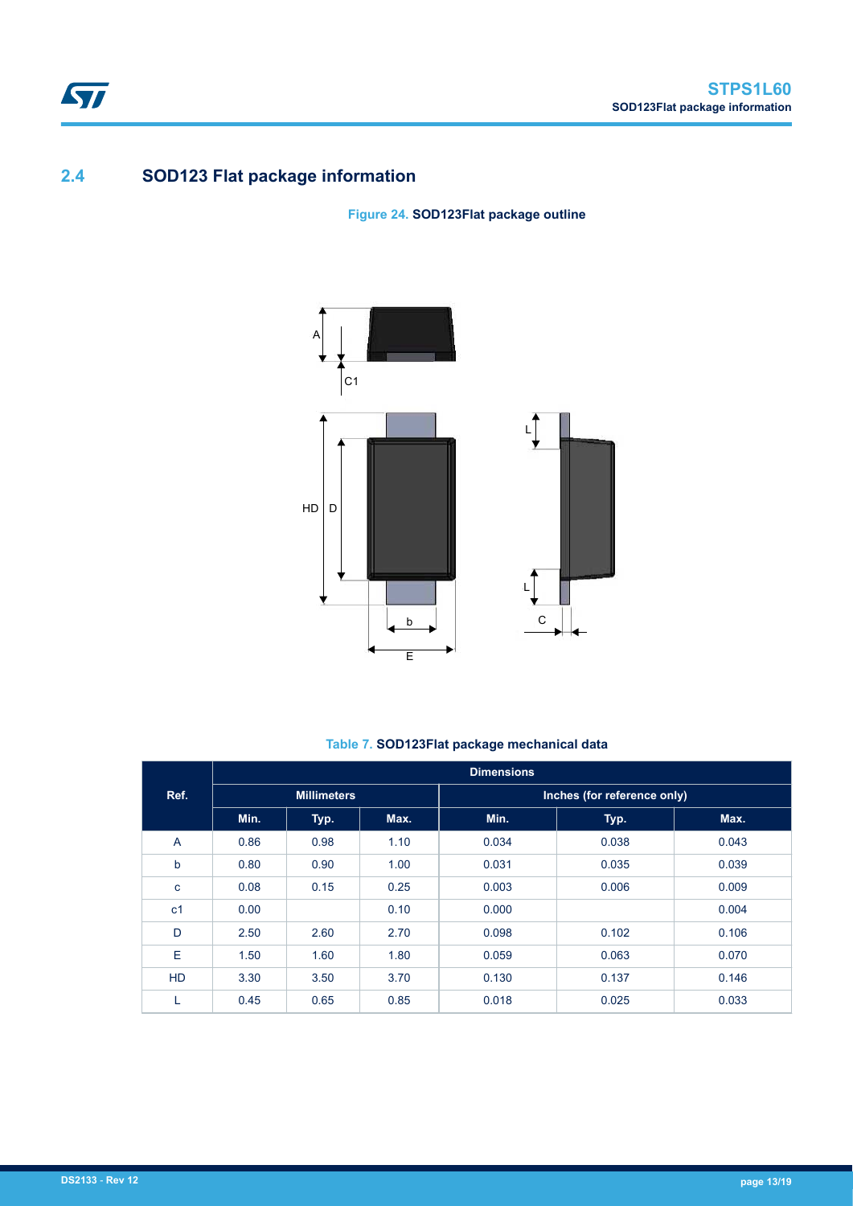## 2.4 SOD123 Flat package information

**Figure 24. SOD123Flat package outline**

**Table 7. SOD123Flat package mechanical data**

| Ref. | Dimensions | | | | | |
|---|---|---|---|---|---|---|
| | Millimeters | | | Inches (for reference only) | | |
| | Min. | Typ. | Max. | Min. | Typ. | Max. |
| A | 0.86 | 0.98 | 1.10 | 0.034 | 0.038 | 0.043 |
| b | 0.80 | 0.90 | 1.00 | 0.031 | 0.035 | 0.039 |
| c | 0.08 | 0.15 | 0.25 | 0.003 | 0.006 | 0.009 |
| c1 | 0.00 | | 0.10 | 0.000 | | 0.004 |
| D | 2.50 | 2.60 | 2.70 | 0.098 | 0.102 | 0.106 |
| E | 1.50 | 1.60 | 1.80 | 0.059 | 0.063 | 0.070 |
| HD | 3.30 | 3.50 | 3.70 | 0.130 | 0.137 | 0.146 |
| L | 0.45 | 0.65 | 0.85 | 0.018 | 0.025 | 0.033 |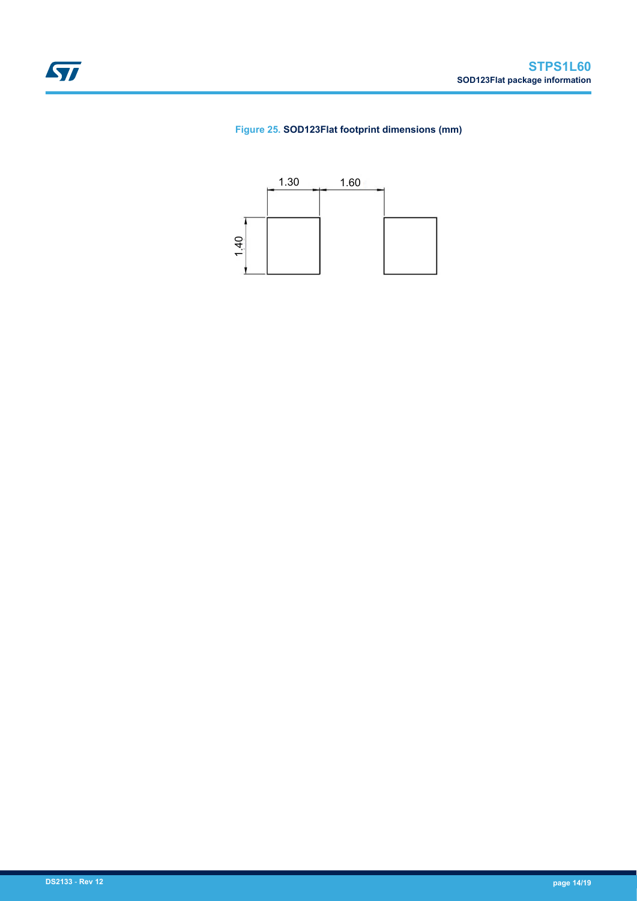Figure 25. **SOD123Flat footprint dimensions (mm)**

1.30 1.60

1.40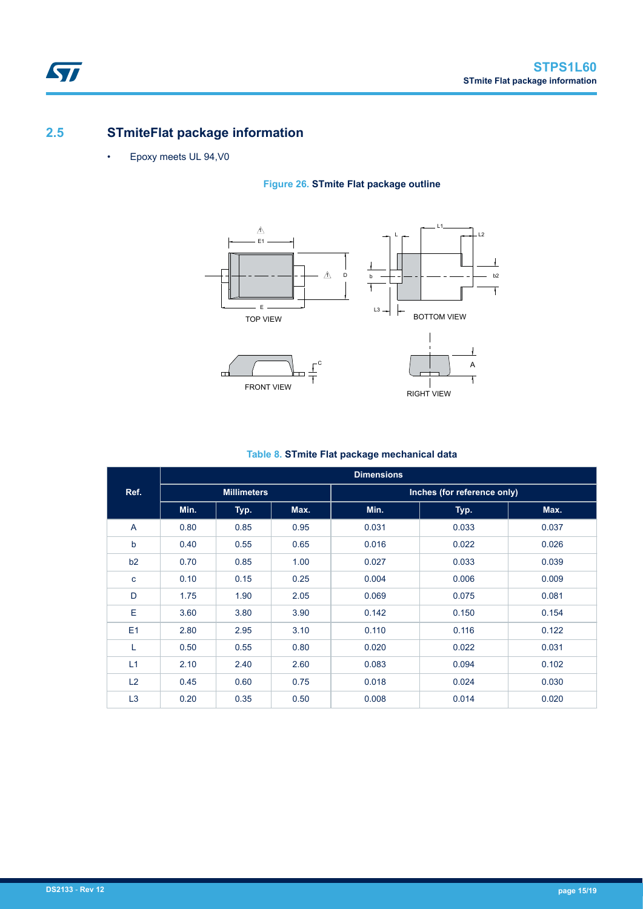## 2.5 STmiteFlat package information

- Epoxy meets UL 94,V0

**Figure 26. STmite Flat package outline**

**Table 8. STmite Flat package mechanical data**

| Ref. | Dimensions | | | | | |
|---|---|---|---|---|---|---|
| | Millimeters | | | Inches (for reference only) | | |
| | Min. | Typ. | Max. | Min. | Typ. | Max. |
| A | 0.80 | 0.85 | 0.95 | 0.031 | 0.033 | 0.037 |
| b | 0.40 | 0.55 | 0.65 | 0.016 | 0.022 | 0.026 |
| b2 | 0.70 | 0.85 | 1.00 | 0.027 | 0.033 | 0.039 |
| c | 0.10 | 0.15 | 0.25 | 0.004 | 0.006 | 0.009 |
| D | 1.75 | 1.90 | 2.05 | 0.069 | 0.075 | 0.081 |
| E | 3.60 | 3.80 | 3.90 | 0.142 | 0.150 | 0.154 |
| E1 | 2.80 | 2.95 | 3.10 | 0.110 | 0.116 | 0.122 |
| L | 0.50 | 0.55 | 0.80 | 0.020 | 0.022 | 0.031 |
| L1 | 2.10 | 2.40 | 2.60 | 0.083 | 0.094 | 0.102 |
| L2 | 0.45 | 0.60 | 0.75 | 0.018 | 0.024 | 0.030 |
| L3 | 0.20 | 0.35 | 0.50 | 0.008 | 0.014 | 0.020 |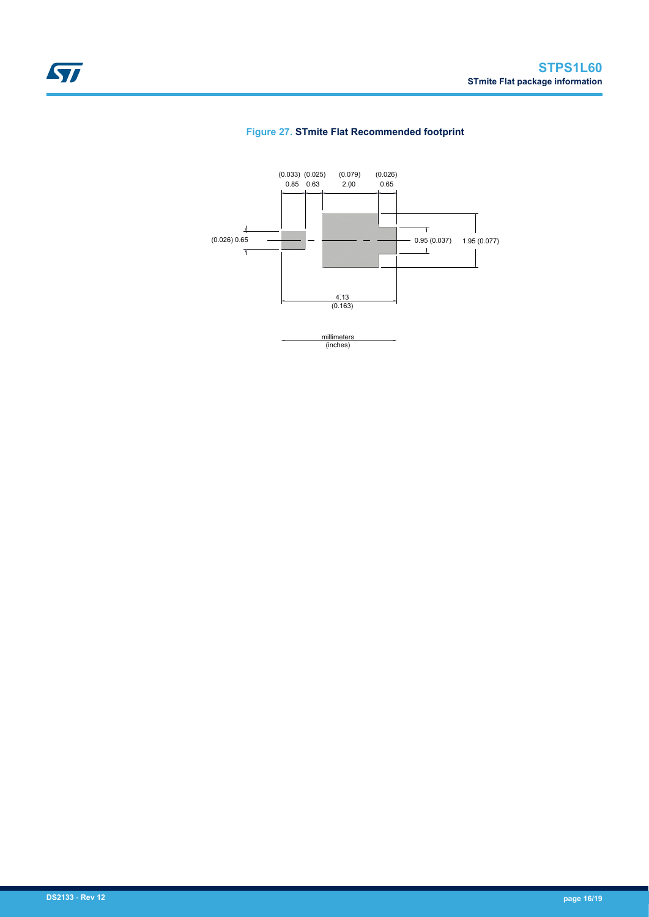**Figure 27. STmite Flat Recommended footprint**

(0.033) 0.85 (0.025) 0.63 (0.079) 2.00 (0.026) 0.65

(0.026) 0.65

0.95 (0.037)

1.95 (0.077)

4.13 (0.163)

millimeters (inches)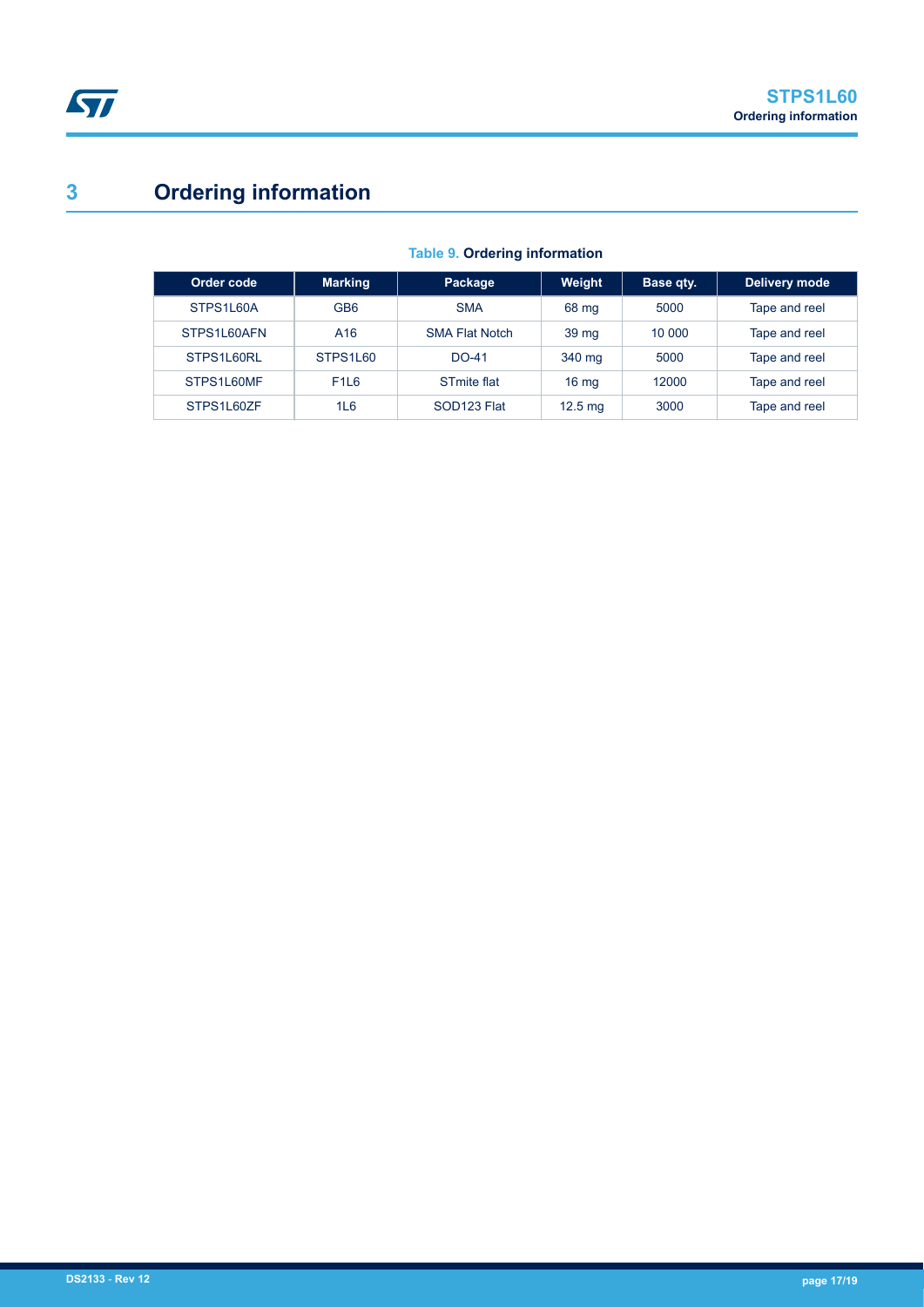# 3 Ordering information

**Table 9. Ordering information**

| Order code | Marking | Package | Weight | Base qty. | Delivery mode |
|---|---|---|---|---|---|
| STPS1L60A | GB6 | SMA | 68 mg | 5000 | Tape and reel |
| STPS1L60AFN | A16 | SMA Flat Notch | 39 mg | 10 000 | Tape and reel |
| STPS1L60RL | STPS1L60 | DO-41 | 340 mg | 5000 | Tape and reel |
| STPS1L60MF | F1L6 | STmite flat | 16 mg | 12000 | Tape and reel |
| STPS1L60ZF | 1L6 | SOD123 Flat | 12.5 mg | 3000 | Tape and reel |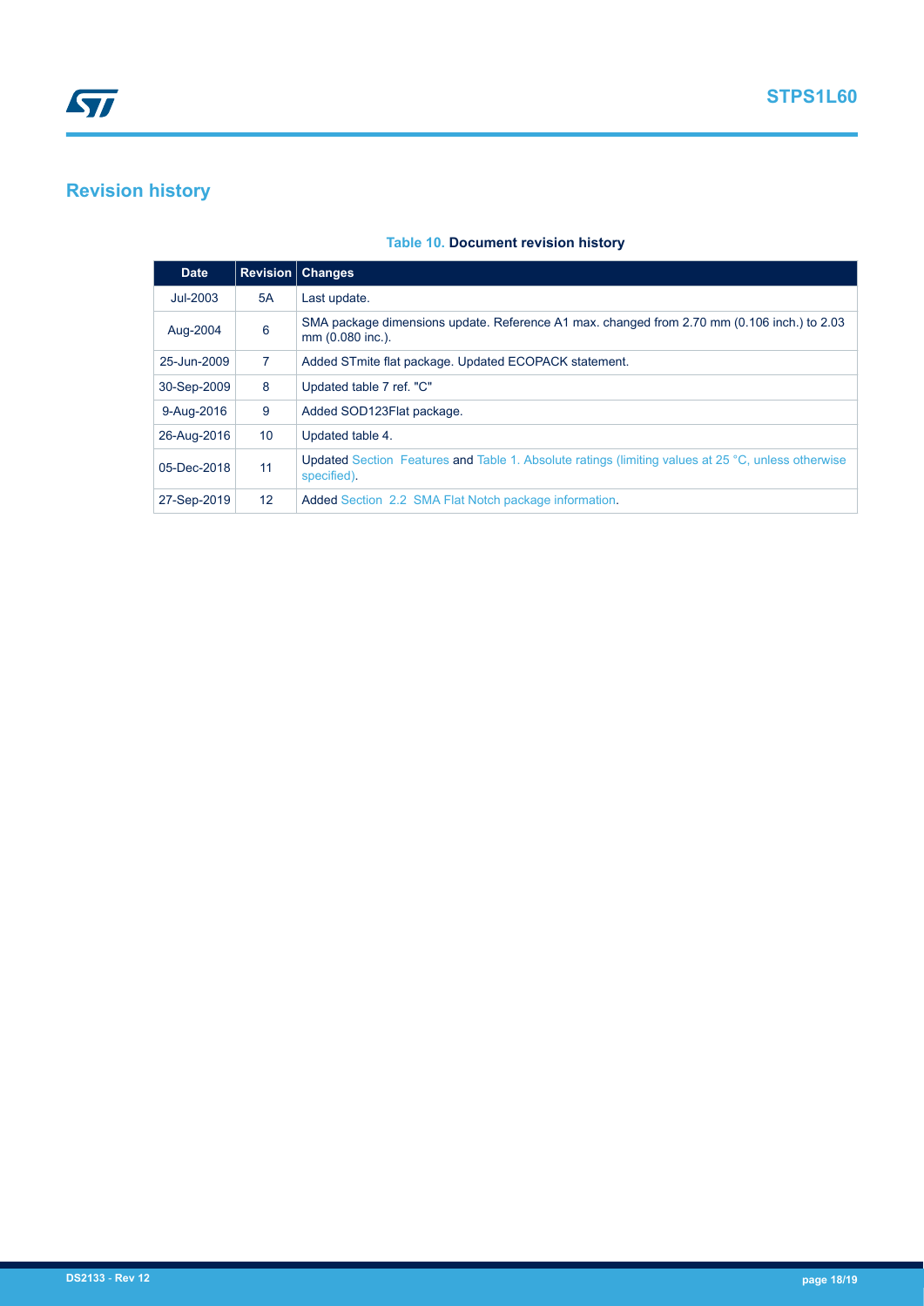# Revision history

**Table 10. Document revision history**

| Date | Revision | Changes |
|---|---|---|
| Jul-2003 | 5A | Last update. |
| Aug-2004 | 6 | SMA package dimensions update. Reference A1 max. changed from 2.70 mm (0.106 inch.) to 2.03 mm (0.080 inc.). |
| 25-Jun-2009 | 7 | Added STmite flat package. Updated ECOPACK statement. |
| 30-Sep-2009 | 8 | Updated table 7 ref. "C" |
| 9-Aug-2016 | 9 | Added SOD123Flat package. |
| 26-Aug-2016 | 10 | Updated table 4. |
| 05-Dec-2018 | 11 | Updated Section Features and Table 1. Absolute ratings (limiting values at 25 °C, unless otherwise specified). |
| 27-Sep-2019 | 12 | Added Section 2.2 SMA Flat Notch package information. |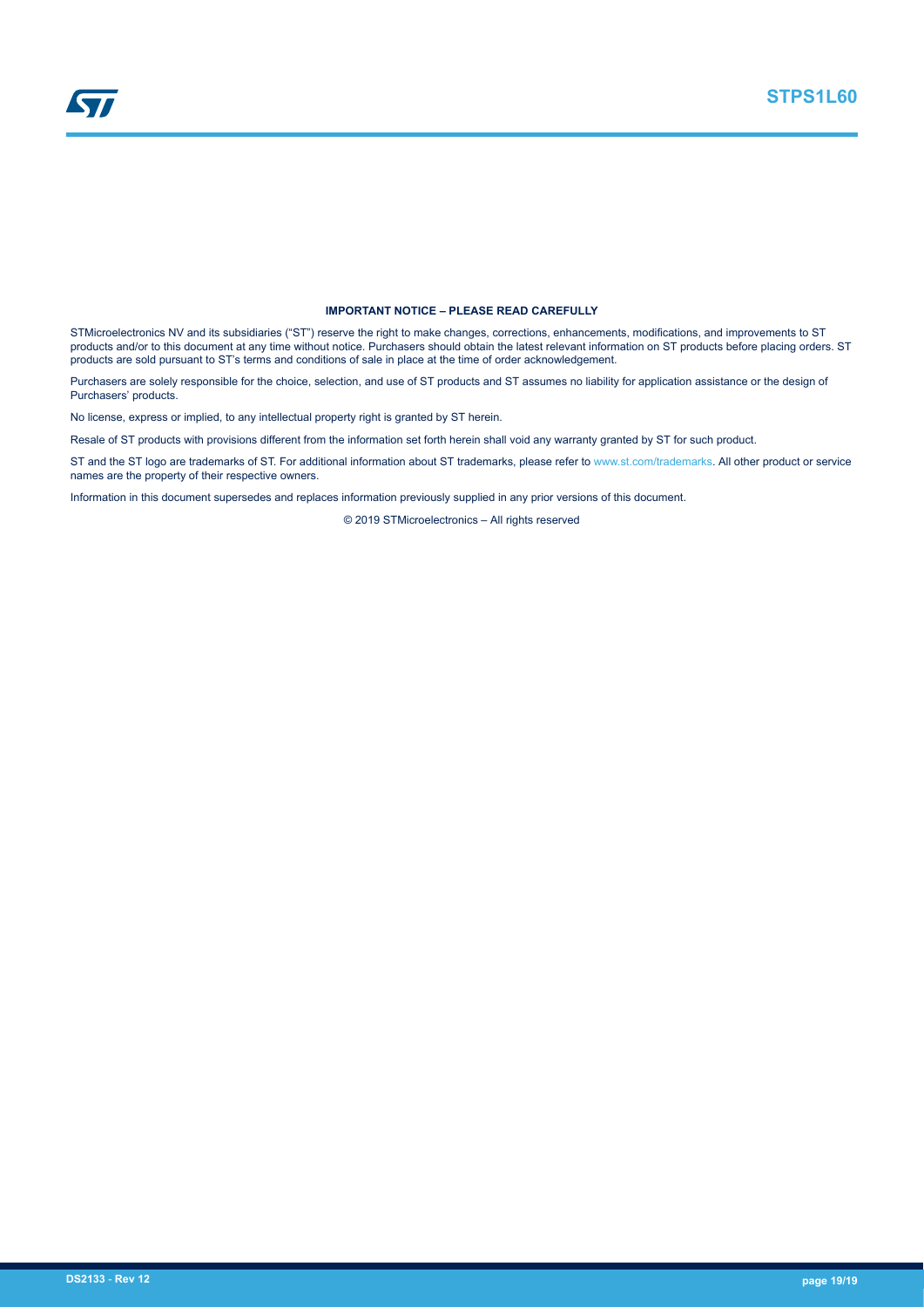**IMPORTANT NOTICE – PLEASE READ CAREFULLY**

STMicroelectronics NV and its subsidiaries ("ST") reserve the right to make changes, corrections, enhancements, modifications, and improvements to ST products and/or to this document at any time without notice. Purchasers should obtain the latest relevant information on ST products before placing orders. ST products are sold pursuant to ST's terms and conditions of sale in place at the time of order acknowledgement.

Purchasers are solely responsible for the choice, selection, and use of ST products and ST assumes no liability for application assistance or the design of Purchasers' products.

No license, express or implied, to any intellectual property right is granted by ST herein.

Resale of ST products with provisions different from the information set forth herein shall void any warranty granted by ST for such product.

ST and the ST logo are trademarks of ST. For additional information about ST trademarks, please refer to www.st.com/trademarks. All other product or service names are the property of their respective owners.

Information in this document supersedes and replaces information previously supplied in any prior versions of this document.

© 2019 STMicroelectronics – All rights reserved